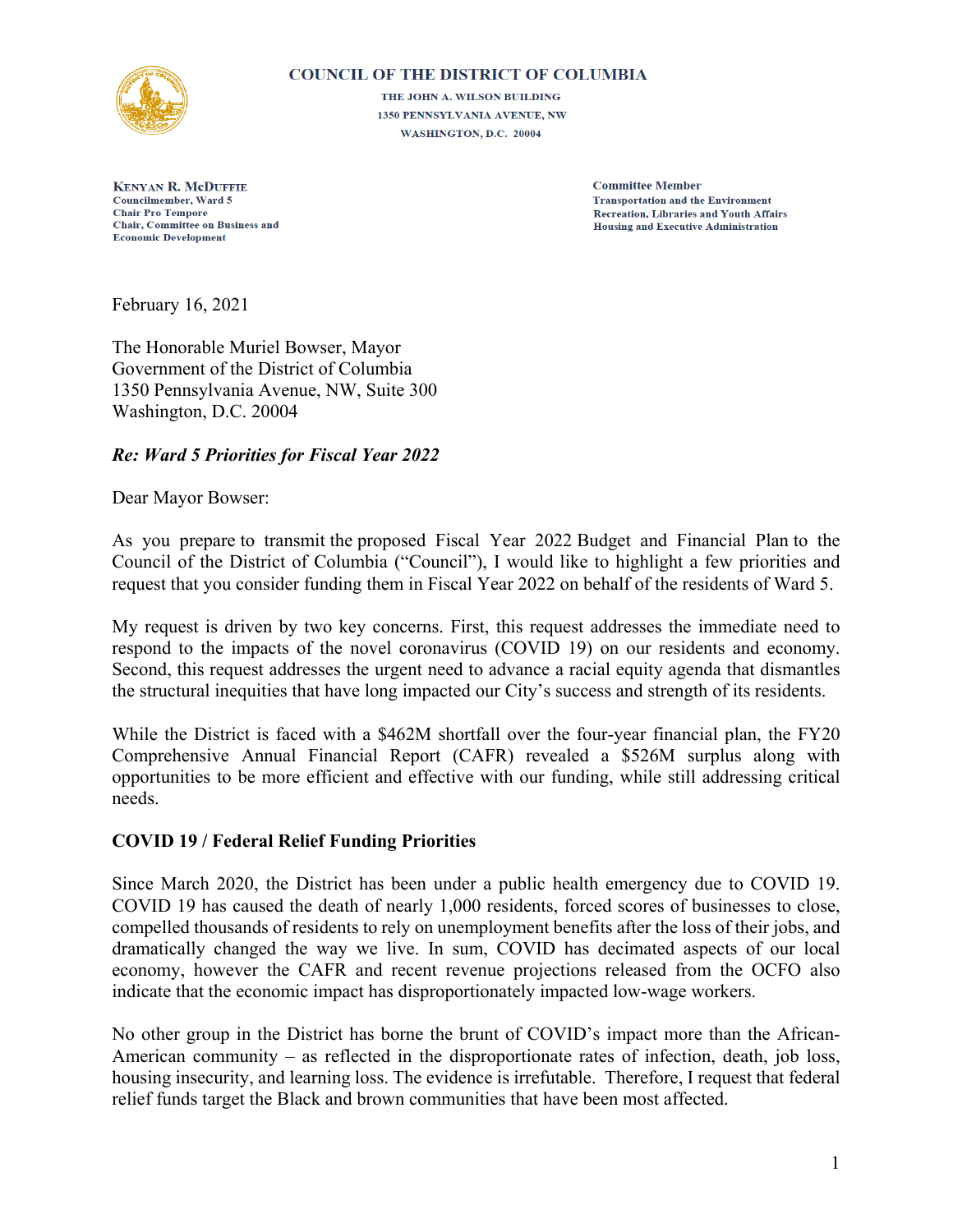**COUNCIL OF THE DISTRICT OF COLUMBIA**

THE JOHN A. WILSON BUILDING
1350 PENNSYLVANIA AVENUE, NW
WASHINGTON, D.C. 20004

**KENYAN R. MCDUFFIE**
Councilmember, Ward 5
Chair Pro Tempore
Chair, Committee on Business and Economic Development

**Committee Member**
Transportation and the Environment
Recreation, Libraries and Youth Affairs
Housing and Executive Administration

February 16, 2021

The Honorable Muriel Bowser, Mayor
Government of the District of Columbia
1350 Pennsylvania Avenue, NW, Suite 300
Washington, D.C. 20004

***Re: Ward 5 Priorities for Fiscal Year 2022***

Dear Mayor Bowser:

As you prepare to transmit the proposed Fiscal Year 2022 Budget and Financial Plan to the Council of the District of Columbia ("Council"), I would like to highlight a few priorities and request that you consider funding them in Fiscal Year 2022 on behalf of the residents of Ward 5.

My request is driven by two key concerns. First, this request addresses the immediate need to respond to the impacts of the novel coronavirus (COVID 19) on our residents and economy. Second, this request addresses the urgent need to advance a racial equity agenda that dismantles the structural inequities that have long impacted our City's success and strength of its residents.

While the District is faced with a $462M shortfall over the four-year financial plan, the FY20 Comprehensive Annual Financial Report (CAFR) revealed a $526M surplus along with opportunities to be more efficient and effective with our funding, while still addressing critical needs.

**COVID 19 / Federal Relief Funding Priorities**

Since March 2020, the District has been under a public health emergency due to COVID 19. COVID 19 has caused the death of nearly 1,000 residents, forced scores of businesses to close, compelled thousands of residents to rely on unemployment benefits after the loss of their jobs, and dramatically changed the way we live. In sum, COVID has decimated aspects of our local economy, however the CAFR and recent revenue projections released from the OCFO also indicate that the economic impact has disproportionately impacted low-wage workers.

No other group in the District has borne the brunt of COVID's impact more than the African-American community – as reflected in the disproportionate rates of infection, death, job loss, housing insecurity, and learning loss. The evidence is irrefutable. Therefore, I request that federal relief funds target the Black and brown communities that have been most affected.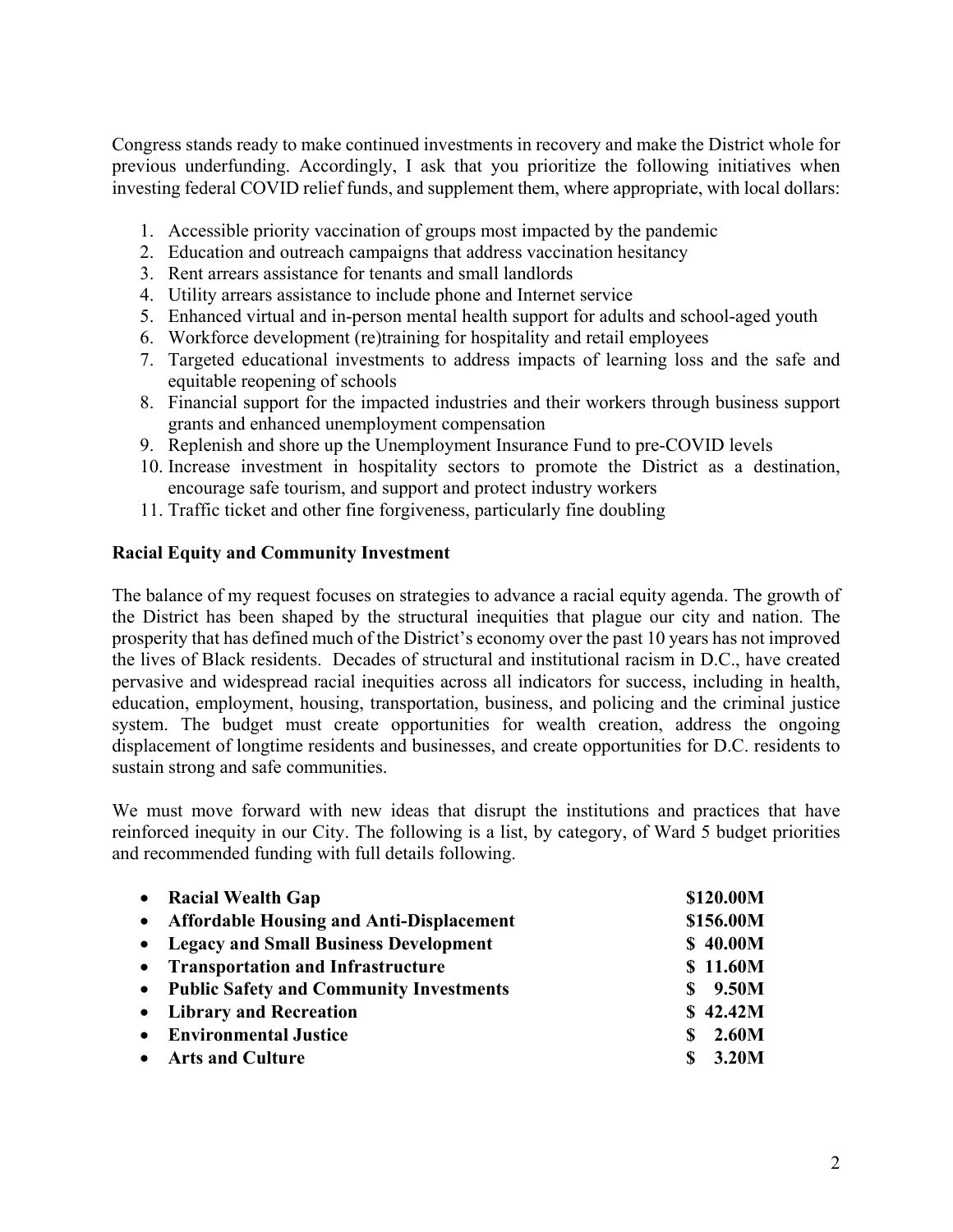Congress stands ready to make continued investments in recovery and make the District whole for previous underfunding. Accordingly, I ask that you prioritize the following initiatives when investing federal COVID relief funds, and supplement them, where appropriate, with local dollars:

1. Accessible priority vaccination of groups most impacted by the pandemic
2. Education and outreach campaigns that address vaccination hesitancy
3. Rent arrears assistance for tenants and small landlords
4. Utility arrears assistance to include phone and Internet service
5. Enhanced virtual and in-person mental health support for adults and school-aged youth
6. Workforce development (re)training for hospitality and retail employees
7. Targeted educational investments to address impacts of learning loss and the safe and equitable reopening of schools
8. Financial support for the impacted industries and their workers through business support grants and enhanced unemployment compensation
9. Replenish and shore up the Unemployment Insurance Fund to pre-COVID levels
10. Increase investment in hospitality sectors to promote the District as a destination, encourage safe tourism, and support and protect industry workers
11. Traffic ticket and other fine forgiveness, particularly fine doubling

**Racial Equity and Community Investment**

The balance of my request focuses on strategies to advance a racial equity agenda. The growth of the District has been shaped by the structural inequities that plague our city and nation. The prosperity that has defined much of the District's economy over the past 10 years has not improved the lives of Black residents. Decades of structural and institutional racism in D.C., have created pervasive and widespread racial inequities across all indicators for success, including in health, education, employment, housing, transportation, business, and policing and the criminal justice system. The budget must create opportunities for wealth creation, address the ongoing displacement of longtime residents and businesses, and create opportunities for D.C. residents to sustain strong and safe communities.

We must move forward with new ideas that disrupt the institutions and practices that have reinforced inequity in our City. The following is a list, by category, of Ward 5 budget priorities and recommended funding with full details following.

- **Racial Wealth Gap** — **$120.00M**
- **Affordable Housing and Anti-Displacement** — **$156.00M**
- **Legacy and Small Business Development** — **$ 40.00M**
- **Transportation and Infrastructure** — **$ 11.60M**
- **Public Safety and Community Investments** — **$ 9.50M**
- **Library and Recreation** — **$ 42.42M**
- **Environmental Justice** — **$ 2.60M**
- **Arts and Culture** — **$ 3.20M**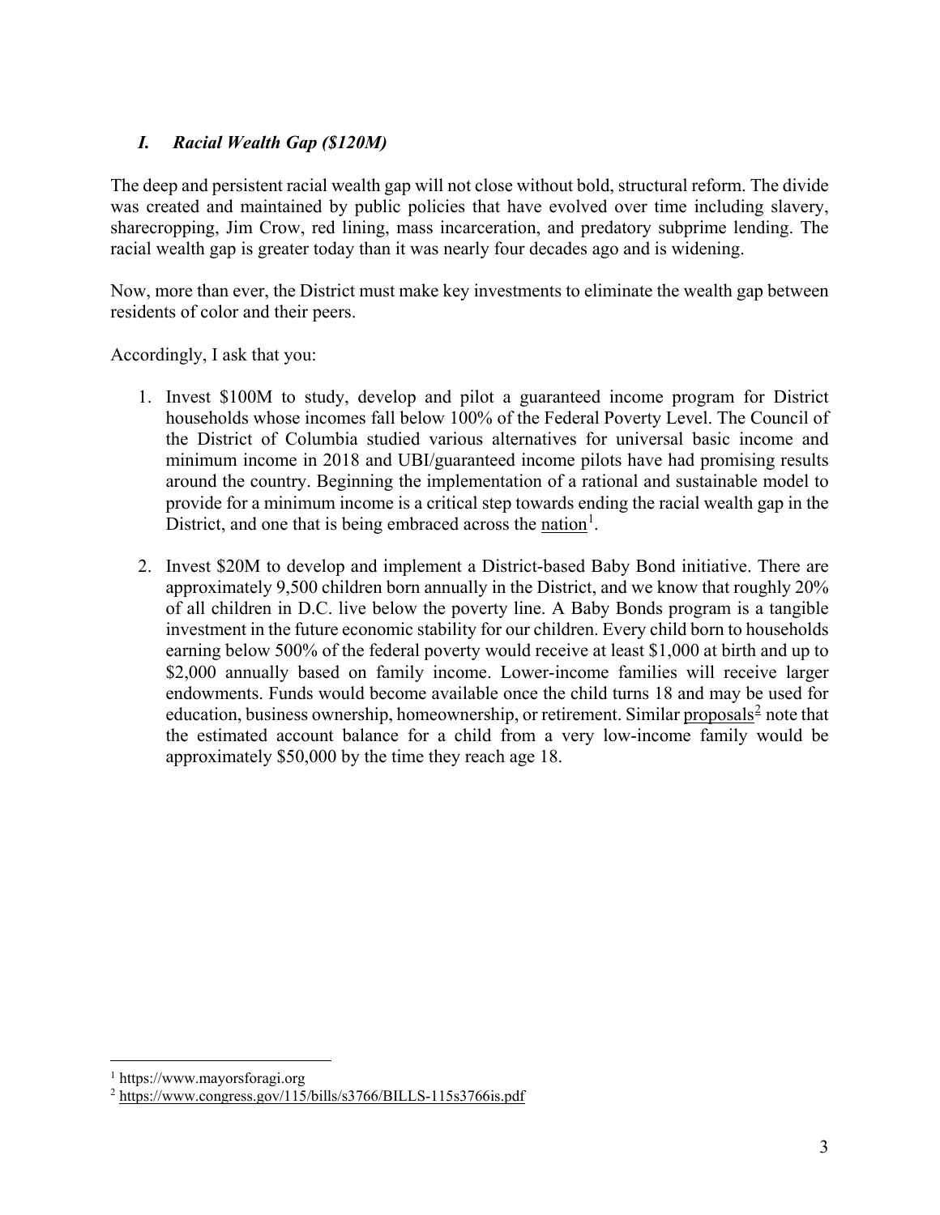## *I. Racial Wealth Gap ($120M)*

The deep and persistent racial wealth gap will not close without bold, structural reform. The divide was created and maintained by public policies that have evolved over time including slavery, sharecropping, Jim Crow, red lining, mass incarceration, and predatory subprime lending. The racial wealth gap is greater today than it was nearly four decades ago and is widening.

Now, more than ever, the District must make key investments to eliminate the wealth gap between residents of color and their peers.

Accordingly, I ask that you:

1. Invest $100M to study, develop and pilot a guaranteed income program for District households whose incomes fall below 100% of the Federal Poverty Level. The Council of the District of Columbia studied various alternatives for universal basic income and minimum income in 2018 and UBI/guaranteed income pilots have had promising results around the country. Beginning the implementation of a rational and sustainable model to provide for a minimum income is a critical step towards ending the racial wealth gap in the District, and one that is being embraced across the nation[1].

2. Invest $20M to develop and implement a District-based Baby Bond initiative. There are approximately 9,500 children born annually in the District, and we know that roughly 20% of all children in D.C. live below the poverty line. A Baby Bonds program is a tangible investment in the future economic stability for our children. Every child born to households earning below 500% of the federal poverty would receive at least $1,000 at birth and up to $2,000 annually based on family income. Lower-income families will receive larger endowments. Funds would become available once the child turns 18 and may be used for education, business ownership, homeownership, or retirement. Similar proposals[2] note that the estimated account balance for a child from a very low-income family would be approximately $50,000 by the time they reach age 18.

---

[1] https://www.mayorsforagi.org

[2] https://www.congress.gov/115/bills/s3766/BILLS-115s3766is.pdf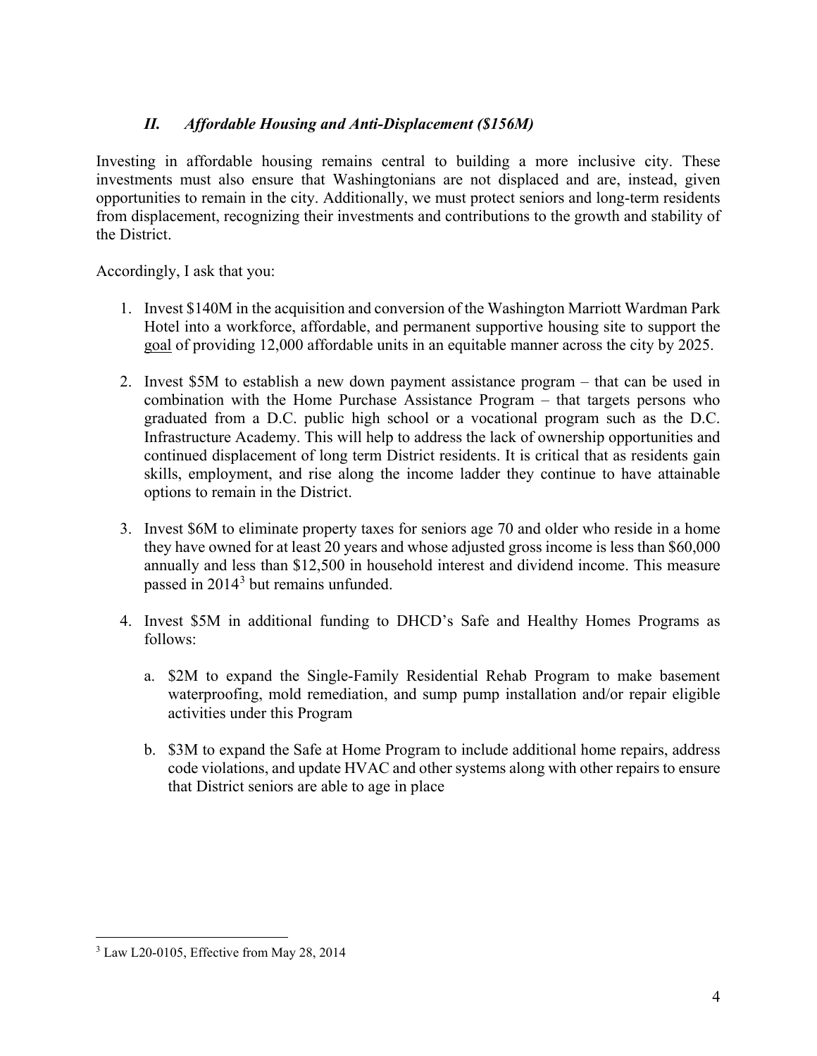### *II. Affordable Housing and Anti-Displacement ($156M)*

Investing in affordable housing remains central to building a more inclusive city. These investments must also ensure that Washingtonians are not displaced and are, instead, given opportunities to remain in the city. Additionally, we must protect seniors and long-term residents from displacement, recognizing their investments and contributions to the growth and stability of the District.

Accordingly, I ask that you:

1. Invest $140M in the acquisition and conversion of the Washington Marriott Wardman Park Hotel into a workforce, affordable, and permanent supportive housing site to support the goal of providing 12,000 affordable units in an equitable manner across the city by 2025.

2. Invest $5M to establish a new down payment assistance program – that can be used in combination with the Home Purchase Assistance Program – that targets persons who graduated from a D.C. public high school or a vocational program such as the D.C. Infrastructure Academy. This will help to address the lack of ownership opportunities and continued displacement of long term District residents. It is critical that as residents gain skills, employment, and rise along the income ladder they continue to have attainable options to remain in the District.

3. Invest $6M to eliminate property taxes for seniors age 70 and older who reside in a home they have owned for at least 20 years and whose adjusted gross income is less than $60,000 annually and less than $12,500 in household interest and dividend income. This measure passed in 2014[3] but remains unfunded.

4. Invest $5M in additional funding to DHCD's Safe and Healthy Homes Programs as follows:

   a. $2M to expand the Single-Family Residential Rehab Program to make basement waterproofing, mold remediation, and sump pump installation and/or repair eligible activities under this Program

   b. $3M to expand the Safe at Home Program to include additional home repairs, address code violations, and update HVAC and other systems along with other repairs to ensure that District seniors are able to age in place

---

[3] Law L20-0105, Effective from May 28, 2014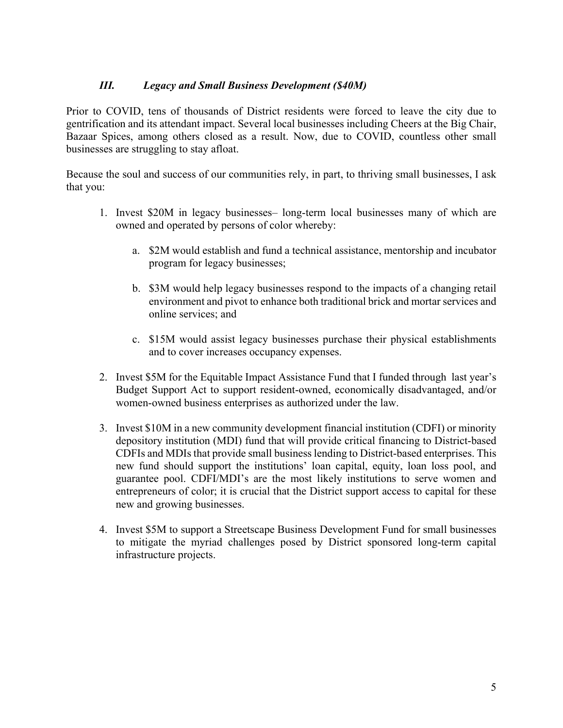### *III. Legacy and Small Business Development ($40M)*

Prior to COVID, tens of thousands of District residents were forced to leave the city due to gentrification and its attendant impact. Several local businesses including Cheers at the Big Chair, Bazaar Spices, among others closed as a result. Now, due to COVID, countless other small businesses are struggling to stay afloat.

Because the soul and success of our communities rely, in part, to thriving small businesses, I ask that you:

1. Invest $20M in legacy businesses– long-term local businesses many of which are owned and operated by persons of color whereby:

   a. $2M would establish and fund a technical assistance, mentorship and incubator program for legacy businesses;

   b. $3M would help legacy businesses respond to the impacts of a changing retail environment and pivot to enhance both traditional brick and mortar services and online services; and

   c. $15M would assist legacy businesses purchase their physical establishments and to cover increases occupancy expenses.

2. Invest $5M for the Equitable Impact Assistance Fund that I funded through last year's Budget Support Act to support resident-owned, economically disadvantaged, and/or women-owned business enterprises as authorized under the law.

3. Invest $10M in a new community development financial institution (CDFI) or minority depository institution (MDI) fund that will provide critical financing to District-based CDFIs and MDIs that provide small business lending to District-based enterprises. This new fund should support the institutions' loan capital, equity, loan loss pool, and guarantee pool. CDFI/MDI's are the most likely institutions to serve women and entrepreneurs of color; it is crucial that the District support access to capital for these new and growing businesses.

4. Invest $5M to support a Streetscape Business Development Fund for small businesses to mitigate the myriad challenges posed by District sponsored long-term capital infrastructure projects.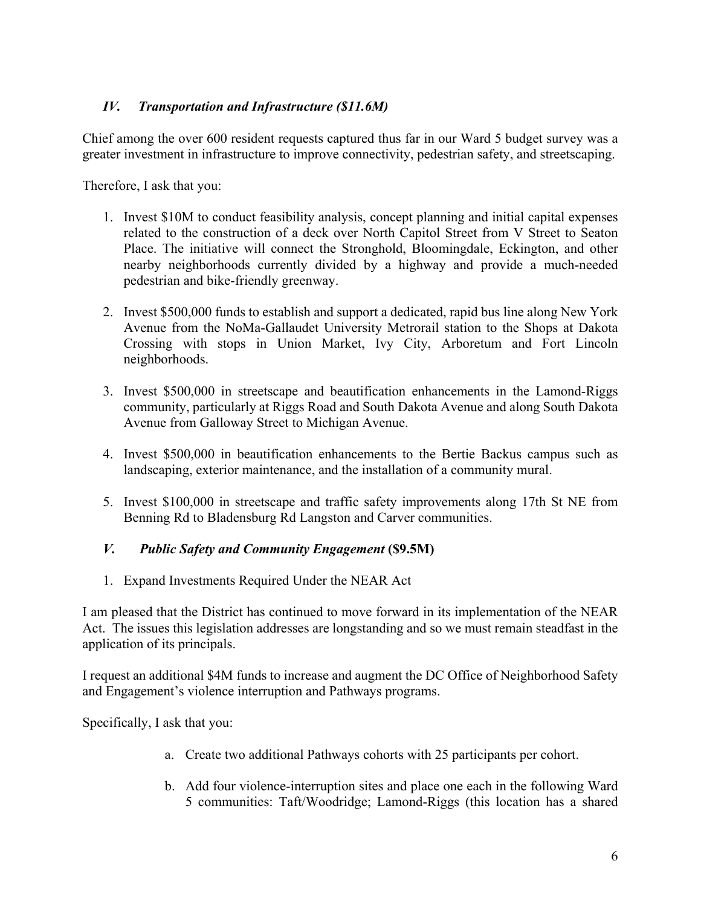### *IV. Transportation and Infrastructure ($11.6M)*

Chief among the over 600 resident requests captured thus far in our Ward 5 budget survey was a greater investment in infrastructure to improve connectivity, pedestrian safety, and streetscaping.

Therefore, I ask that you:

1. Invest $10M to conduct feasibility analysis, concept planning and initial capital expenses related to the construction of a deck over North Capitol Street from V Street to Seaton Place. The initiative will connect the Stronghold, Bloomingdale, Eckington, and other nearby neighborhoods currently divided by a highway and provide a much-needed pedestrian and bike-friendly greenway.

2. Invest $500,000 funds to establish and support a dedicated, rapid bus line along New York Avenue from the NoMa-Gallaudet University Metrorail station to the Shops at Dakota Crossing with stops in Union Market, Ivy City, Arboretum and Fort Lincoln neighborhoods.

3. Invest $500,000 in streetscape and beautification enhancements in the Lamond-Riggs community, particularly at Riggs Road and South Dakota Avenue and along South Dakota Avenue from Galloway Street to Michigan Avenue.

4. Invest $500,000 in beautification enhancements to the Bertie Backus campus such as landscaping, exterior maintenance, and the installation of a community mural.

5. Invest $100,000 in streetscape and traffic safety improvements along 17th St NE from Benning Rd to Bladensburg Rd Langston and Carver communities.

### *V. Public Safety and Community Engagement* **($9.5M)**

1. Expand Investments Required Under the NEAR Act

I am pleased that the District has continued to move forward in its implementation of the NEAR Act. The issues this legislation addresses are longstanding and so we must remain steadfast in the application of its principals.

I request an additional $4M funds to increase and augment the DC Office of Neighborhood Safety and Engagement's violence interruption and Pathways programs.

Specifically, I ask that you:

a. Create two additional Pathways cohorts with 25 participants per cohort.

b. Add four violence-interruption sites and place one each in the following Ward 5 communities: Taft/Woodridge; Lamond-Riggs (this location has a shared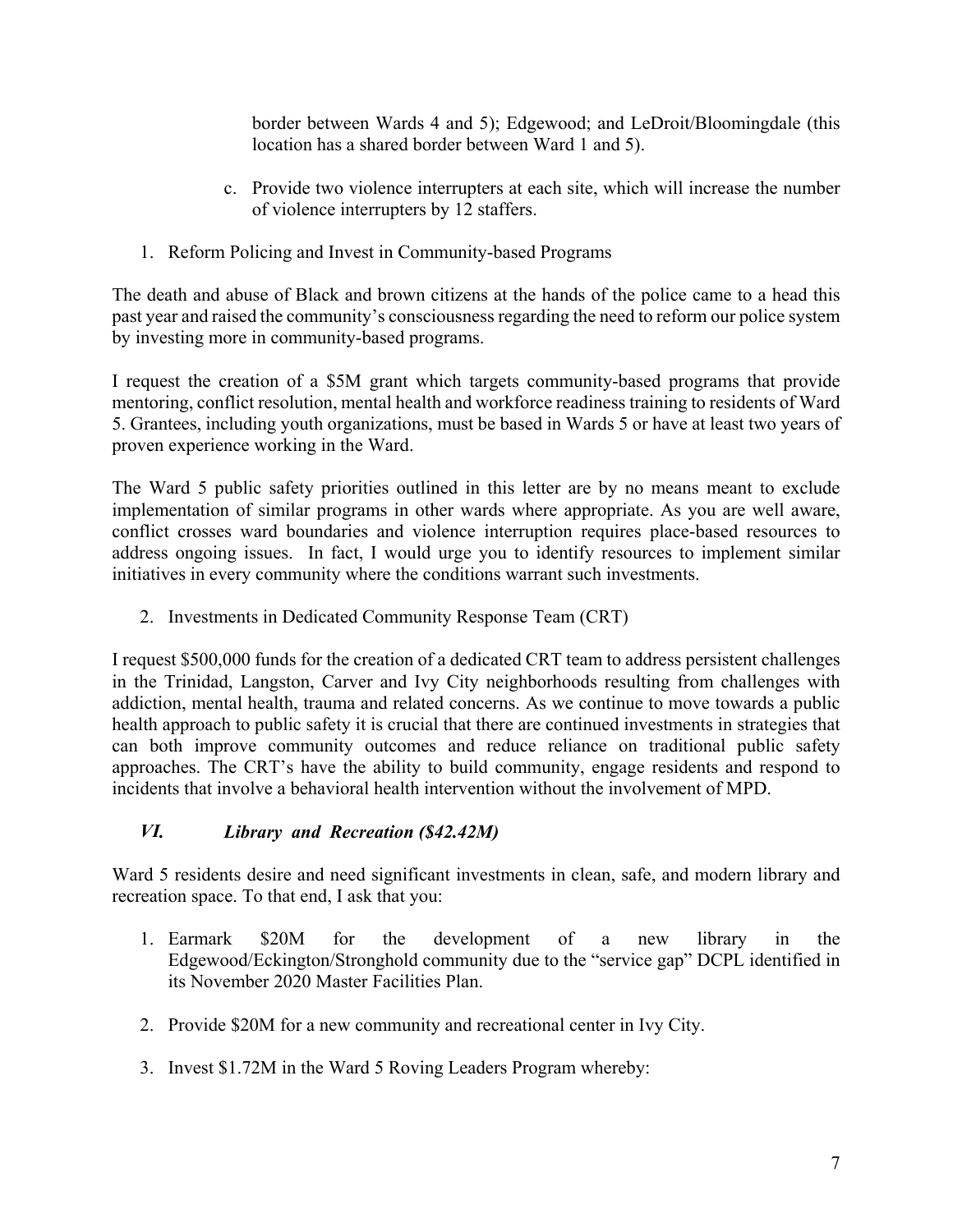border between Wards 4 and 5); Edgewood; and LeDroit/Bloomingdale (this location has a shared border between Ward 1 and 5).

c. Provide two violence interrupters at each site, which will increase the number of violence interrupters by 12 staffers.

1. Reform Policing and Invest in Community-based Programs

The death and abuse of Black and brown citizens at the hands of the police came to a head this past year and raised the community's consciousness regarding the need to reform our police system by investing more in community-based programs.

I request the creation of a $5M grant which targets community-based programs that provide mentoring, conflict resolution, mental health and workforce readiness training to residents of Ward 5. Grantees, including youth organizations, must be based in Wards 5 or have at least two years of proven experience working in the Ward.

The Ward 5 public safety priorities outlined in this letter are by no means meant to exclude implementation of similar programs in other wards where appropriate. As you are well aware, conflict crosses ward boundaries and violence interruption requires place-based resources to address ongoing issues. In fact, I would urge you to identify resources to implement similar initiatives in every community where the conditions warrant such investments.

2. Investments in Dedicated Community Response Team (CRT)

I request $500,000 funds for the creation of a dedicated CRT team to address persistent challenges in the Trinidad, Langston, Carver and Ivy City neighborhoods resulting from challenges with addiction, mental health, trauma and related concerns. As we continue to move towards a public health approach to public safety it is crucial that there are continued investments in strategies that can both improve community outcomes and reduce reliance on traditional public safety approaches. The CRT's have the ability to build community, engage residents and respond to incidents that involve a behavioral health intervention without the involvement of MPD.

## *VI. Library and Recreation ($42.42M)*

Ward 5 residents desire and need significant investments in clean, safe, and modern library and recreation space. To that end, I ask that you:

1. Earmark $20M for the development of a new library in the Edgewood/Eckington/Stronghold community due to the "service gap" DCPL identified in its November 2020 Master Facilities Plan.

2. Provide $20M for a new community and recreational center in Ivy City.

3. Invest $1.72M in the Ward 5 Roving Leaders Program whereby: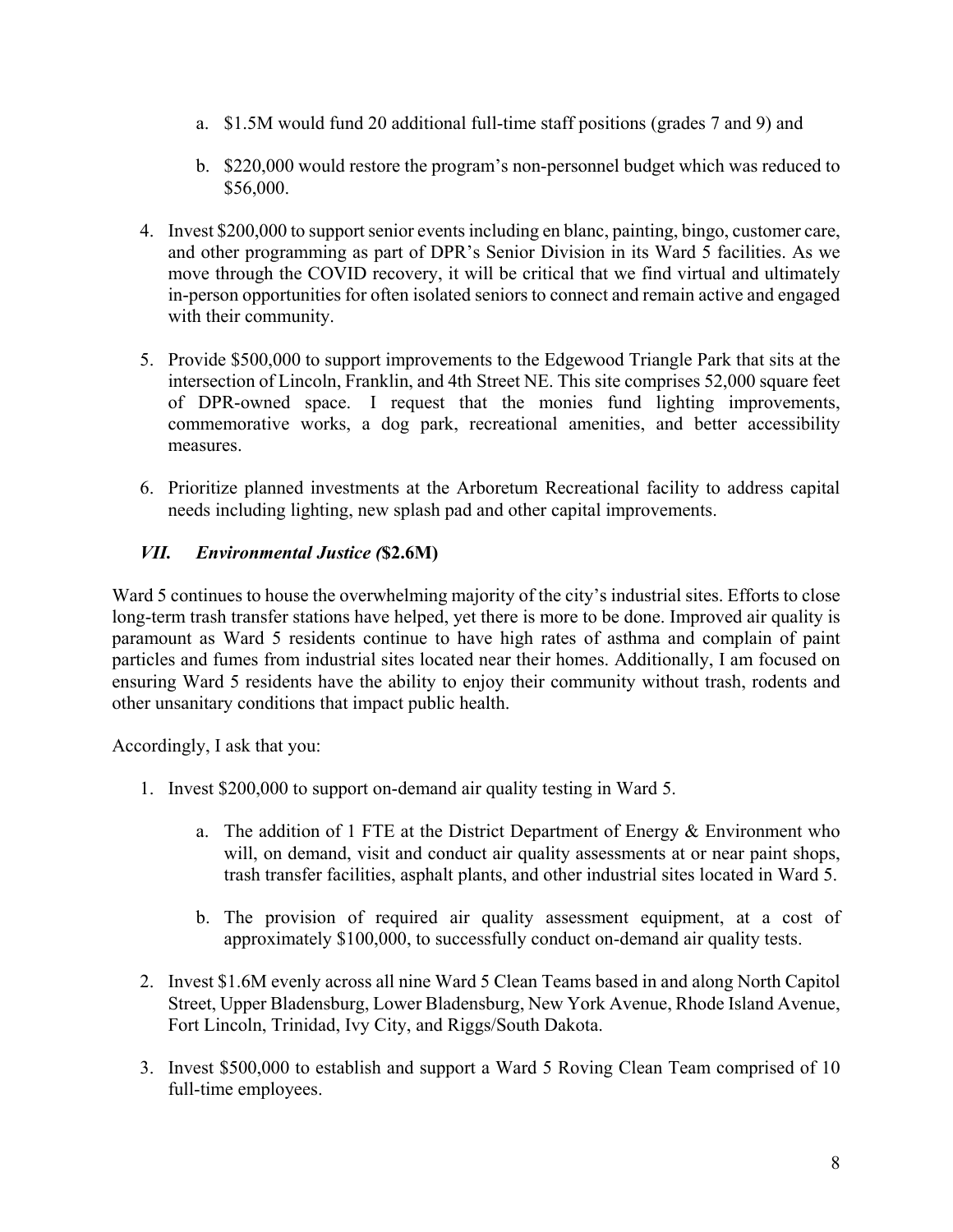a. \$1.5M would fund 20 additional full-time staff positions (grades 7 and 9) and

   b. \$220,000 would restore the program's non-personnel budget which was reduced to \$56,000.

4. Invest \$200,000 to support senior events including en blanc, painting, bingo, customer care, and other programming as part of DPR's Senior Division in its Ward 5 facilities. As we move through the COVID recovery, it will be critical that we find virtual and ultimately in-person opportunities for often isolated seniors to connect and remain active and engaged with their community.

5. Provide \$500,000 to support improvements to the Edgewood Triangle Park that sits at the intersection of Lincoln, Franklin, and 4th Street NE. This site comprises 52,000 square feet of DPR-owned space. I request that the monies fund lighting improvements, commemorative works, a dog park, recreational amenities, and better accessibility measures.

6. Prioritize planned investments at the Arboretum Recreational facility to address capital needs including lighting, new splash pad and other capital improvements.

### *VII. Environmental Justice (*\$2.6M)

Ward 5 continues to house the overwhelming majority of the city's industrial sites. Efforts to close long-term trash transfer stations have helped, yet there is more to be done. Improved air quality is paramount as Ward 5 residents continue to have high rates of asthma and complain of paint particles and fumes from industrial sites located near their homes. Additionally, I am focused on ensuring Ward 5 residents have the ability to enjoy their community without trash, rodents and other unsanitary conditions that impact public health.

Accordingly, I ask that you:

1. Invest \$200,000 to support on-demand air quality testing in Ward 5.

   a. The addition of 1 FTE at the District Department of Energy & Environment who will, on demand, visit and conduct air quality assessments at or near paint shops, trash transfer facilities, asphalt plants, and other industrial sites located in Ward 5.

   b. The provision of required air quality assessment equipment, at a cost of approximately \$100,000, to successfully conduct on-demand air quality tests.

2. Invest \$1.6M evenly across all nine Ward 5 Clean Teams based in and along North Capitol Street, Upper Bladensburg, Lower Bladensburg, New York Avenue, Rhode Island Avenue, Fort Lincoln, Trinidad, Ivy City, and Riggs/South Dakota.

3. Invest \$500,000 to establish and support a Ward 5 Roving Clean Team comprised of 10 full-time employees.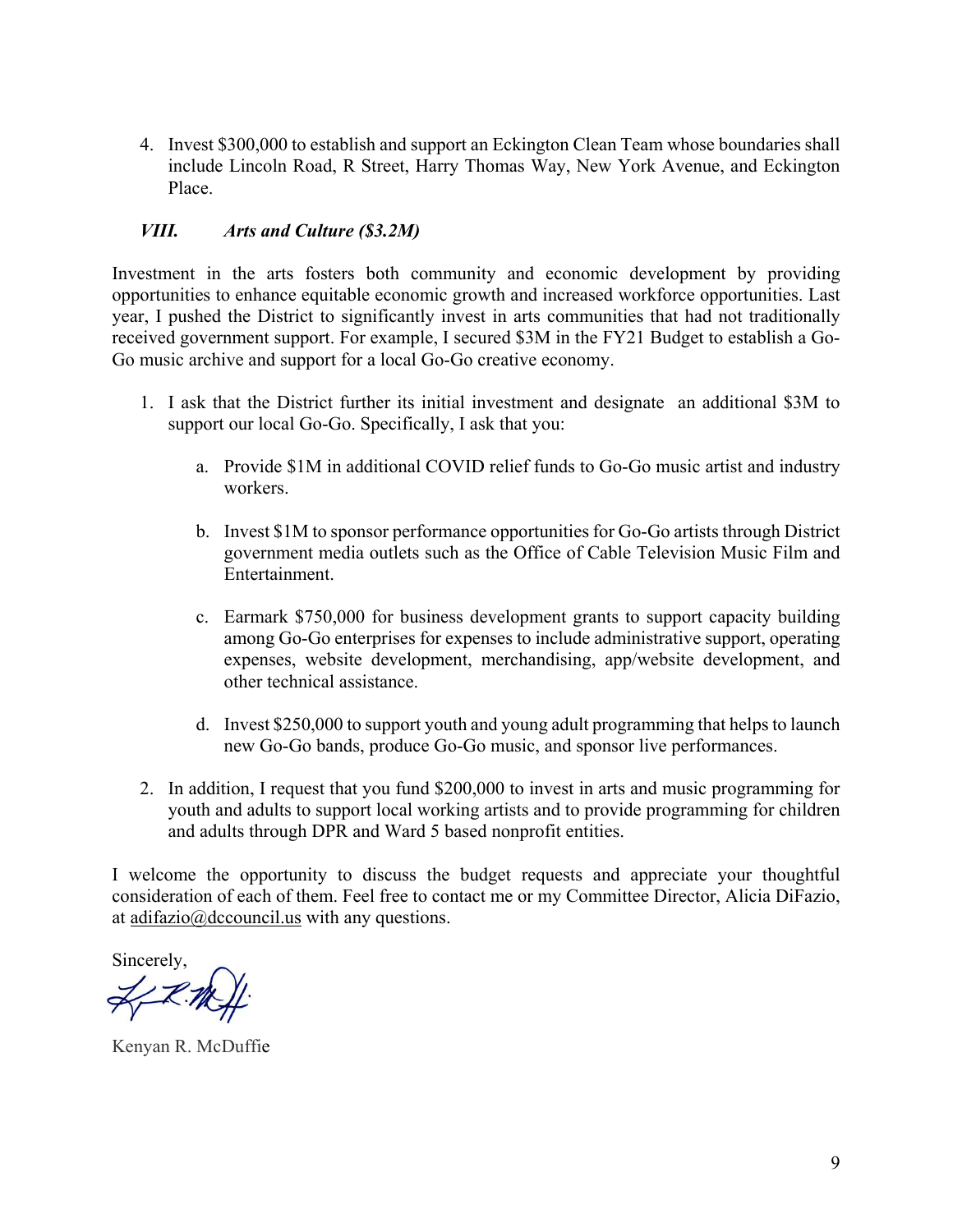4. Invest $300,000 to establish and support an Eckington Clean Team whose boundaries shall include Lincoln Road, R Street, Harry Thomas Way, New York Avenue, and Eckington Place.

### *VIII. Arts and Culture ($3.2M)*

Investment in the arts fosters both community and economic development by providing opportunities to enhance equitable economic growth and increased workforce opportunities. Last year, I pushed the District to significantly invest in arts communities that had not traditionally received government support. For example, I secured $3M in the FY21 Budget to establish a Go-Go music archive and support for a local Go-Go creative economy.

1. I ask that the District further its initial investment and designate an additional $3M to support our local Go-Go. Specifically, I ask that you:

    a. Provide $1M in additional COVID relief funds to Go-Go music artist and industry workers.

    b. Invest $1M to sponsor performance opportunities for Go-Go artists through District government media outlets such as the Office of Cable Television Music Film and Entertainment.

    c. Earmark $750,000 for business development grants to support capacity building among Go-Go enterprises for expenses to include administrative support, operating expenses, website development, merchandising, app/website development, and other technical assistance.

    d. Invest $250,000 to support youth and young adult programming that helps to launch new Go-Go bands, produce Go-Go music, and sponsor live performances.

2. In addition, I request that you fund $200,000 to invest in arts and music programming for youth and adults to support local working artists and to provide programming for children and adults through DPR and Ward 5 based nonprofit entities.

I welcome the opportunity to discuss the budget requests and appreciate your thoughtful consideration of each of them. Feel free to contact me or my Committee Director, Alicia DiFazio, at adifazio@dccouncil.us with any questions.

Sincerely,

Kenyan R. McDuffie